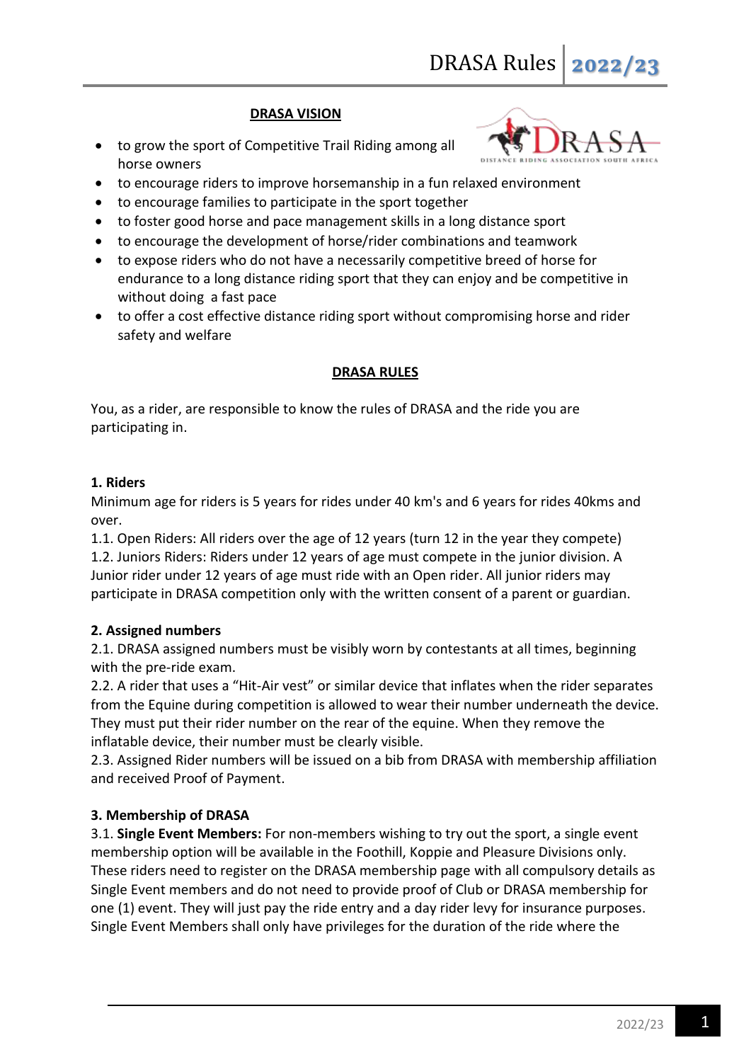## DRASA VISION

- to grow the sport of Competitive Trail Riding among all horse owners
- to encourage riders to improve horsemanship in a fun relaxed environment
- to encourage families to participate in the sport together
- to foster good horse and pace management skills in a long distance sport
- to encourage the development of horse/rider combinations and teamwork
- to expose riders who do not have a necessarily competitive breed of horse for endurance to a long distance riding sport that they can enjoy and be competitive in without doing a fast pace
- to offer a cost effective distance riding sport without compromising horse and rider safety and welfare

## DRASA RULES

You, as a rider, are responsible to know the rules of DRASA and the ride you are participating in.

### 1. Riders

Minimum age for riders is 5 years for rides under 40 km's and 6 years for rides 40kms and over.

1.1. Open Riders: All riders over the age of 12 years (turn 12 in the year they compete)

1.2. Juniors Riders: Riders under 12 years of age must compete in the junior division. A Junior rider under 12 years of age must ride with an Open rider. All junior riders may participate in DRASA competition only with the written consent of a parent or guardian.

### 2. Assigned numbers

2.1. DRASA assigned numbers must be visibly worn by contestants at all times, beginning with the pre-ride exam.

2.2. A rider that uses a "Hit-Air vest" or similar device that inflates when the rider separates from the Equine during competition is allowed to wear their number underneath the device. They must put their rider number on the rear of the equine. When they remove the inflatable device, their number must be clearly visible.

2.3. Assigned Rider numbers will be issued on a bib from DRASA with membership affiliation and received Proof of Payment.

### 3. Membership of DRASA

3.1. **Single Event Members:** For non-members wishing to try out the sport, a single event membership option will be available in the Foothill, Koppie and Pleasure Divisions only. These riders need to register on the DRASA membership page with all compulsory details as Single Event members and do not need to provide proof of Club or DRASA membership for one (1) event. They will just pay the ride entry and a day rider levy for insurance purposes. Single Event Members shall only have privileges for the duration of the ride where the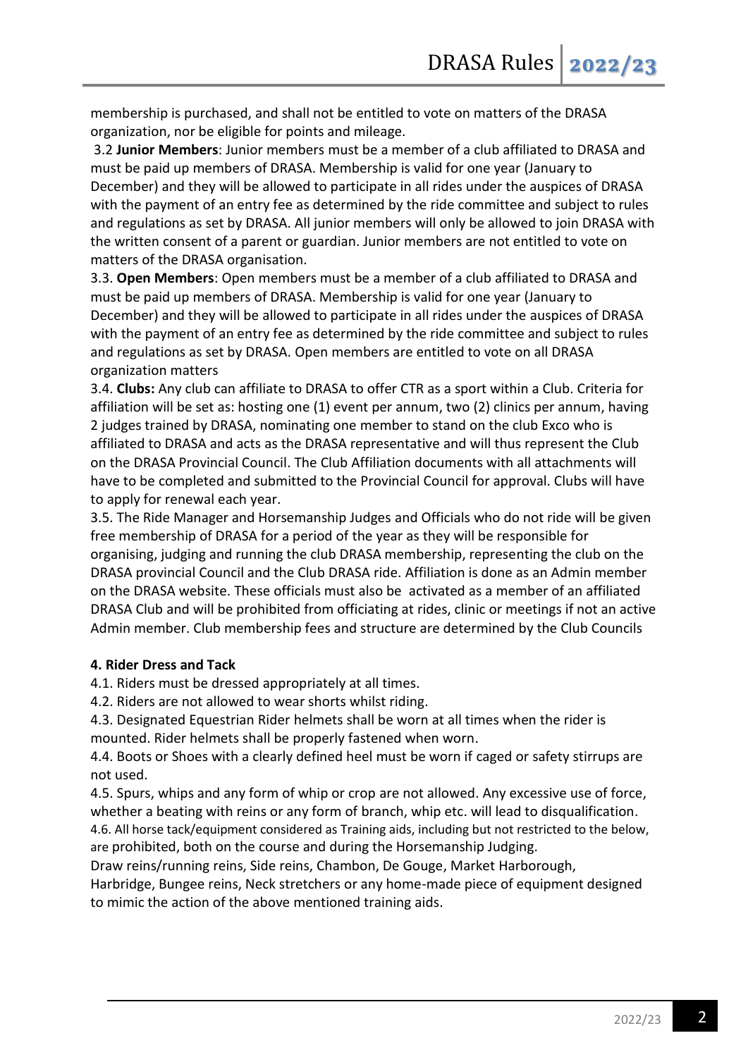membership is purchased, and shall not be entitled to vote on matters of the DRASA organization, nor be eligible for points and mileage.

3.2 **Junior Members**: Junior members must be a member of a club affiliated to DRASA and must be paid up members of DRASA. Membership is valid for one year (January to December) and they will be allowed to participate in all rides under the auspices of DRASA with the payment of an entry fee as determined by the ride committee and subject to rules and regulations as set by DRASA. All junior members will only be allowed to join DRASA with the written consent of a parent or guardian. Junior members are not entitled to vote on matters of the DRASA organisation.

3.3. **Open Members**: Open members must be a member of a club affiliated to DRASA and must be paid up members of DRASA. Membership is valid for one year (January to December) and they will be allowed to participate in all rides under the auspices of DRASA with the payment of an entry fee as determined by the ride committee and subject to rules and regulations as set by DRASA. Open members are entitled to vote on all DRASA organization matters

3.4. **Clubs:** Any club can affiliate to DRASA to offer CTR as a sport within a Club. Criteria for affiliation will be set as: hosting one (1) event per annum, two (2) clinics per annum, having 2 judges trained by DRASA, nominating one member to stand on the club Exco who is affiliated to DRASA and acts as the DRASA representative and will thus represent the Club on the DRASA Provincial Council. The Club Affiliation documents with all attachments will have to be completed and submitted to the Provincial Council for approval. Clubs will have to apply for renewal each year.

3.5. The Ride Manager and Horsemanship Judges and Officials who do not ride will be given free membership of DRASA for a period of the year as they will be responsible for organising, judging and running the club DRASA membership, representing the club on the DRASA provincial Council and the Club DRASA ride. Affiliation is done as an Admin member on the DRASA website. These officials must also be activated as a member of an affiliated DRASA Club and will be prohibited from officiating at rides, clinic or meetings if not an active Admin member. Club membership fees and structure are determined by the Club Councils

**4. Rider Dress and Tack**

4.1. Riders must be dressed appropriately at all times.

4.2. Riders are not allowed to wear shorts whilst riding.

4.3. Designated Equestrian Rider helmets shall be worn at all times when the rider is mounted. Rider helmets shall be properly fastened when worn.

4.4. Boots or Shoes with a clearly defined heel must be worn if caged or safety stirrups are not used.

4.5. Spurs, whips and any form of whip or crop are not allowed. Any excessive use of force, whether a beating with reins or any form of branch, whip etc. will lead to disqualification.

4.6. All horse tack/equipment considered as Training aids, including but not restricted to the below, are prohibited, both on the course and during the Horsemanship Judging.

Draw reins/running reins, Side reins, Chambon, De Gouge, Market Harborough, Harbridge, Bungee reins, Neck stretchers or any home-made piece of equipment designed to mimic the action of the above mentioned training aids.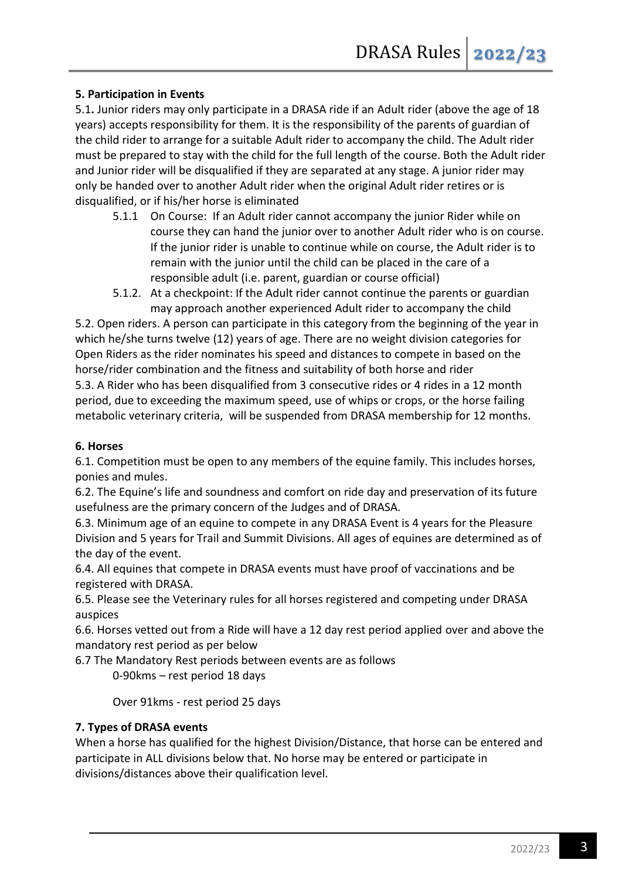**5. Participation in Events**

5.1**.** Junior riders may only participate in a DRASA ride if an Adult rider (above the age of 18 years) accepts responsibility for them. It is the responsibility of the parents of guardian of the child rider to arrange for a suitable Adult rider to accompany the child. The Adult rider must be prepared to stay with the child for the full length of the course. Both the Adult rider and Junior rider will be disqualified if they are separated at any stage. A junior rider may only be handed over to another Adult rider when the original Adult rider retires or is disqualified, or if his/her horse is eliminated

5.1.1 On Course: If an Adult rider cannot accompany the junior Rider while on course they can hand the junior over to another Adult rider who is on course. If the junior rider is unable to continue while on course, the Adult rider is to remain with the junior until the child can be placed in the care of a responsible adult (i.e. parent, guardian or course official)

5.1.2. At a checkpoint: If the Adult rider cannot continue the parents or guardian may approach another experienced Adult rider to accompany the child

5.2. Open riders. A person can participate in this category from the beginning of the year in which he/she turns twelve (12) years of age. There are no weight division categories for Open Riders as the rider nominates his speed and distances to compete in based on the horse/rider combination and the fitness and suitability of both horse and rider

5.3. A Rider who has been disqualified from 3 consecutive rides or 4 rides in a 12 month period, due to exceeding the maximum speed, use of whips or crops, or the horse failing metabolic veterinary criteria, will be suspended from DRASA membership for 12 months.

**6. Horses**

6.1. Competition must be open to any members of the equine family. This includes horses, ponies and mules.

6.2. The Equine's life and soundness and comfort on ride day and preservation of its future usefulness are the primary concern of the Judges and of DRASA.

6.3. Minimum age of an equine to compete in any DRASA Event is 4 years for the Pleasure Division and 5 years for Trail and Summit Divisions. All ages of equines are determined as of the day of the event.

6.4. All equines that compete in DRASA events must have proof of vaccinations and be registered with DRASA.

6.5. Please see the Veterinary rules for all horses registered and competing under DRASA auspices

6.6. Horses vetted out from a Ride will have a 12 day rest period applied over and above the mandatory rest period as per below

6.7 The Mandatory Rest periods between events are as follows

0-90kms – rest period 18 days

Over 91kms - rest period 25 days

**7. Types of DRASA events**

When a horse has qualified for the highest Division/Distance, that horse can be entered and participate in ALL divisions below that. No horse may be entered or participate in divisions/distances above their qualification level.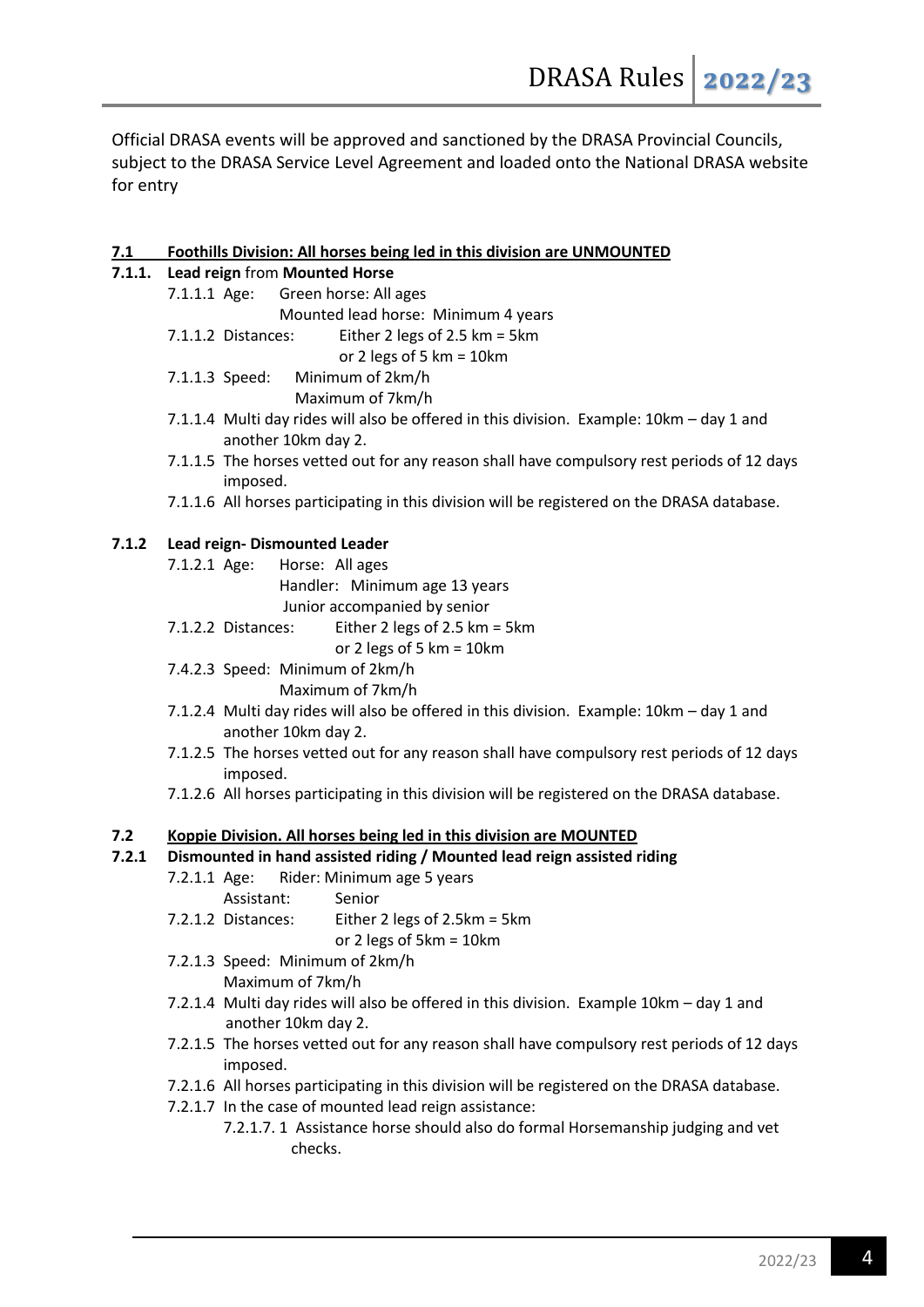Official DRASA events will be approved and sanctioned by the DRASA Provincial Councils, subject to the DRASA Service Level Agreement and loaded onto the National DRASA website for entry

**7.1 Foothills Division: All horses being led in this division are UNMOUNTED**

**7.1.1. Lead reign** from **Mounted Horse**

- 7.1.1.1 Age: Green horse: All ages
  Mounted lead horse: Minimum 4 years
- 7.1.1.2 Distances: Either 2 legs of 2.5 km = 5km
  or 2 legs of 5 km = 10km
- 7.1.1.3 Speed: Minimum of 2km/h
  Maximum of 7km/h
- 7.1.1.4 Multi day rides will also be offered in this division. Example: 10km – day 1 and another 10km day 2.
- 7.1.1.5 The horses vetted out for any reason shall have compulsory rest periods of 12 days imposed.
- 7.1.1.6 All horses participating in this division will be registered on the DRASA database.

**7.1.2 Lead reign- Dismounted Leader**

- 7.1.2.1 Age: Horse: All ages
  Handler: Minimum age 13 years
  Junior accompanied by senior
- 7.1.2.2 Distances: Either 2 legs of 2.5 km = 5km
  or 2 legs of 5 km = 10km
- 7.4.2.3 Speed: Minimum of 2km/h
  Maximum of 7km/h
- 7.1.2.4 Multi day rides will also be offered in this division. Example: 10km – day 1 and another 10km day 2.
- 7.1.2.5 The horses vetted out for any reason shall have compulsory rest periods of 12 days imposed.
- 7.1.2.6 All horses participating in this division will be registered on the DRASA database.

**7.2 Koppie Division. All horses being led in this division are MOUNTED**

**7.2.1 Dismounted in hand assisted riding / Mounted lead reign assisted riding**

- 7.2.1.1 Age: Rider: Minimum age 5 years
  Assistant: Senior
- 7.2.1.2 Distances: Either 2 legs of 2.5km = 5km
  or 2 legs of 5km = 10km
- 7.2.1.3 Speed: Minimum of 2km/h
  Maximum of 7km/h
- 7.2.1.4 Multi day rides will also be offered in this division. Example 10km – day 1 and another 10km day 2.
- 7.2.1.5 The horses vetted out for any reason shall have compulsory rest periods of 12 days imposed.
- 7.2.1.6 All horses participating in this division will be registered on the DRASA database.
- 7.2.1.7 In the case of mounted lead reign assistance:
  - 7.2.1.7. 1 Assistance horse should also do formal Horsemanship judging and vet checks.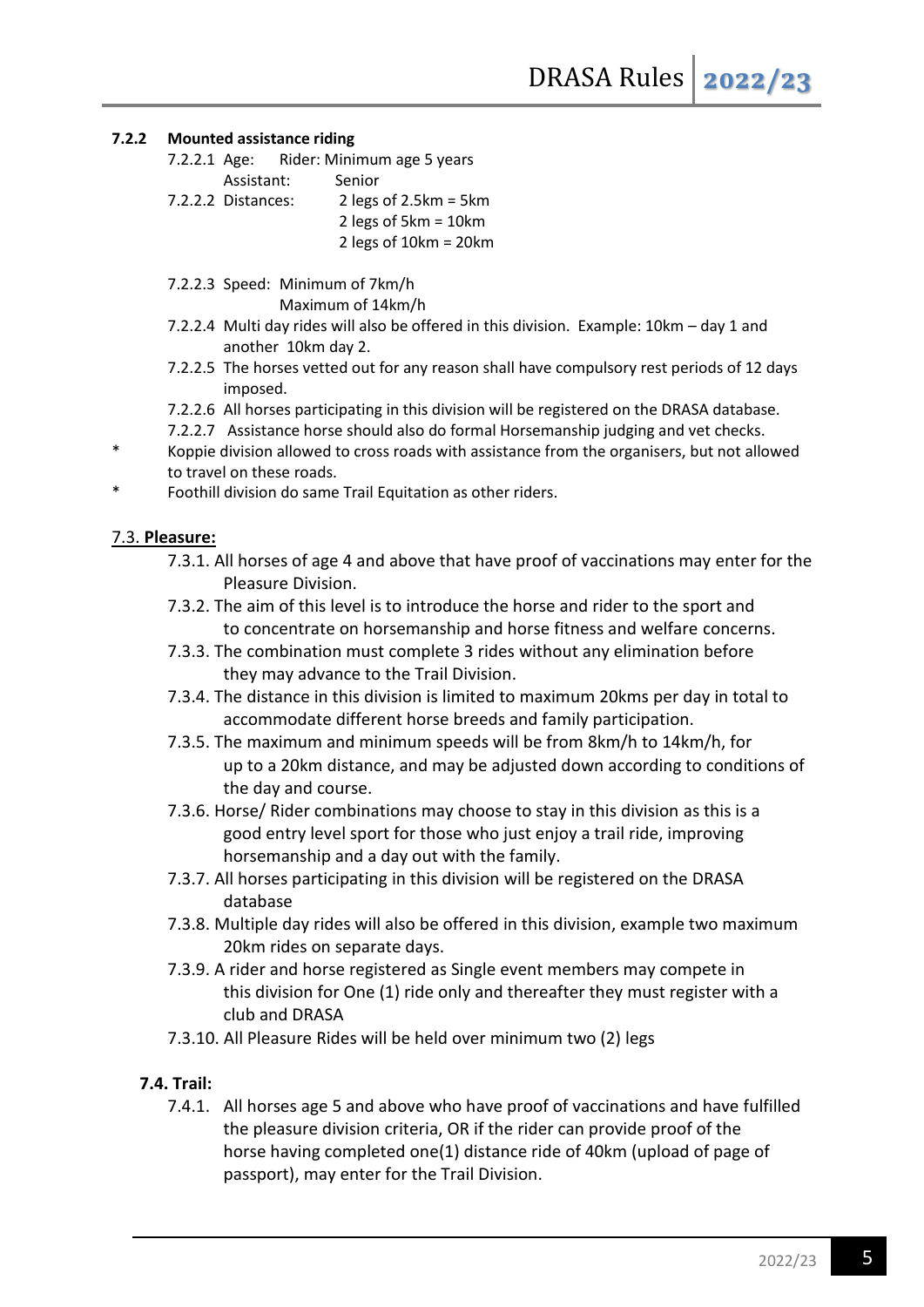**7.2.2 Mounted assistance riding**

7.2.2.1 Age: Rider: Minimum age 5 years
Assistant: Senior

7.2.2.2 Distances: 2 legs of 2.5km = 5km
2 legs of 5km = 10km
2 legs of 10km = 20km

7.2.2.3 Speed: Minimum of 7km/h
Maximum of 14km/h

7.2.2.4 Multi day rides will also be offered in this division. Example: 10km – day 1 and another 10km day 2.

7.2.2.5 The horses vetted out for any reason shall have compulsory rest periods of 12 days imposed.

7.2.2.6 All horses participating in this division will be registered on the DRASA database.

7.2.2.7 Assistance horse should also do formal Horsemanship judging and vet checks.

\* Koppie division allowed to cross roads with assistance from the organisers, but not allowed to travel on these roads.

\* Foothill division do same Trail Equitation as other riders.

## 7.3. Pleasure:

7.3.1. All horses of age 4 and above that have proof of vaccinations may enter for the Pleasure Division.

7.3.2. The aim of this level is to introduce the horse and rider to the sport and to concentrate on horsemanship and horse fitness and welfare concerns.

7.3.3. The combination must complete 3 rides without any elimination before they may advance to the Trail Division.

7.3.4. The distance in this division is limited to maximum 20kms per day in total to accommodate different horse breeds and family participation.

7.3.5. The maximum and minimum speeds will be from 8km/h to 14km/h, for up to a 20km distance, and may be adjusted down according to conditions of the day and course.

7.3.6. Horse/ Rider combinations may choose to stay in this division as this is a good entry level sport for those who just enjoy a trail ride, improving horsemanship and a day out with the family.

7.3.7. All horses participating in this division will be registered on the DRASA database

7.3.8. Multiple day rides will also be offered in this division, example two maximum 20km rides on separate days.

7.3.9. A rider and horse registered as Single event members may compete in this division for One (1) ride only and thereafter they must register with a club and DRASA

7.3.10. All Pleasure Rides will be held over minimum two (2) legs

## 7.4. Trail:

7.4.1. All horses age 5 and above who have proof of vaccinations and have fulfilled the pleasure division criteria, OR if the rider can provide proof of the horse having completed one(1) distance ride of 40km (upload of page of passport), may enter for the Trail Division.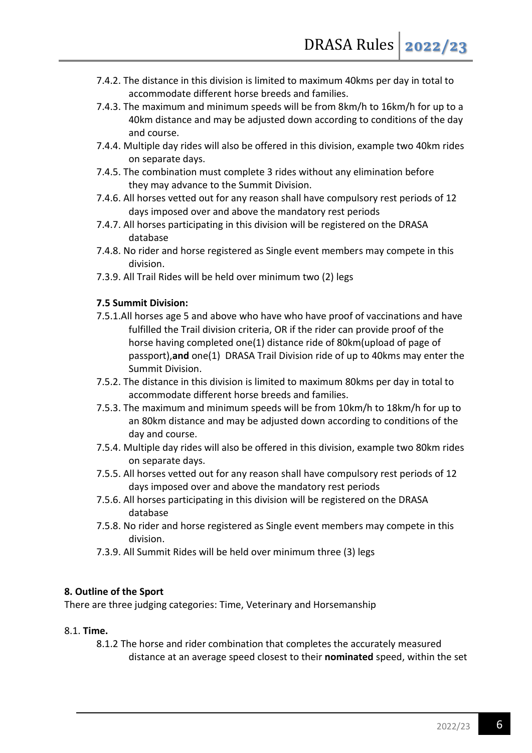7.4.2. The distance in this division is limited to maximum 40kms per day in total to accommodate different horse breeds and families.

7.4.3. The maximum and minimum speeds will be from 8km/h to 16km/h for up to a 40km distance and may be adjusted down according to conditions of the day and course.

7.4.4. Multiple day rides will also be offered in this division, example two 40km rides on separate days.

7.4.5. The combination must complete 3 rides without any elimination before they may advance to the Summit Division.

7.4.6. All horses vetted out for any reason shall have compulsory rest periods of 12 days imposed over and above the mandatory rest periods

7.4.7. All horses participating in this division will be registered on the DRASA database

7.4.8. No rider and horse registered as Single event members may compete in this division.

7.3.9. All Trail Rides will be held over minimum two (2) legs

**7.5 Summit Division:**

7.5.1.All horses age 5 and above who have who have proof of vaccinations and have fulfilled the Trail division criteria, OR if the rider can provide proof of the horse having completed one(1) distance ride of 80km(upload of page of passport),**and** one(1) DRASA Trail Division ride of up to 40kms may enter the Summit Division.

7.5.2. The distance in this division is limited to maximum 80kms per day in total to accommodate different horse breeds and families.

7.5.3. The maximum and minimum speeds will be from 10km/h to 18km/h for up to an 80km distance and may be adjusted down according to conditions of the day and course.

7.5.4. Multiple day rides will also be offered in this division, example two 80km rides on separate days.

7.5.5. All horses vetted out for any reason shall have compulsory rest periods of 12 days imposed over and above the mandatory rest periods

7.5.6. All horses participating in this division will be registered on the DRASA database

7.5.8. No rider and horse registered as Single event members may compete in this division.

7.3.9. All Summit Rides will be held over minimum three (3) legs

**8. Outline of the Sport**

There are three judging categories: Time, Veterinary and Horsemanship

8.1. **Time.**

8.1.2 The horse and rider combination that completes the accurately measured distance at an average speed closest to their **nominated** speed, within the set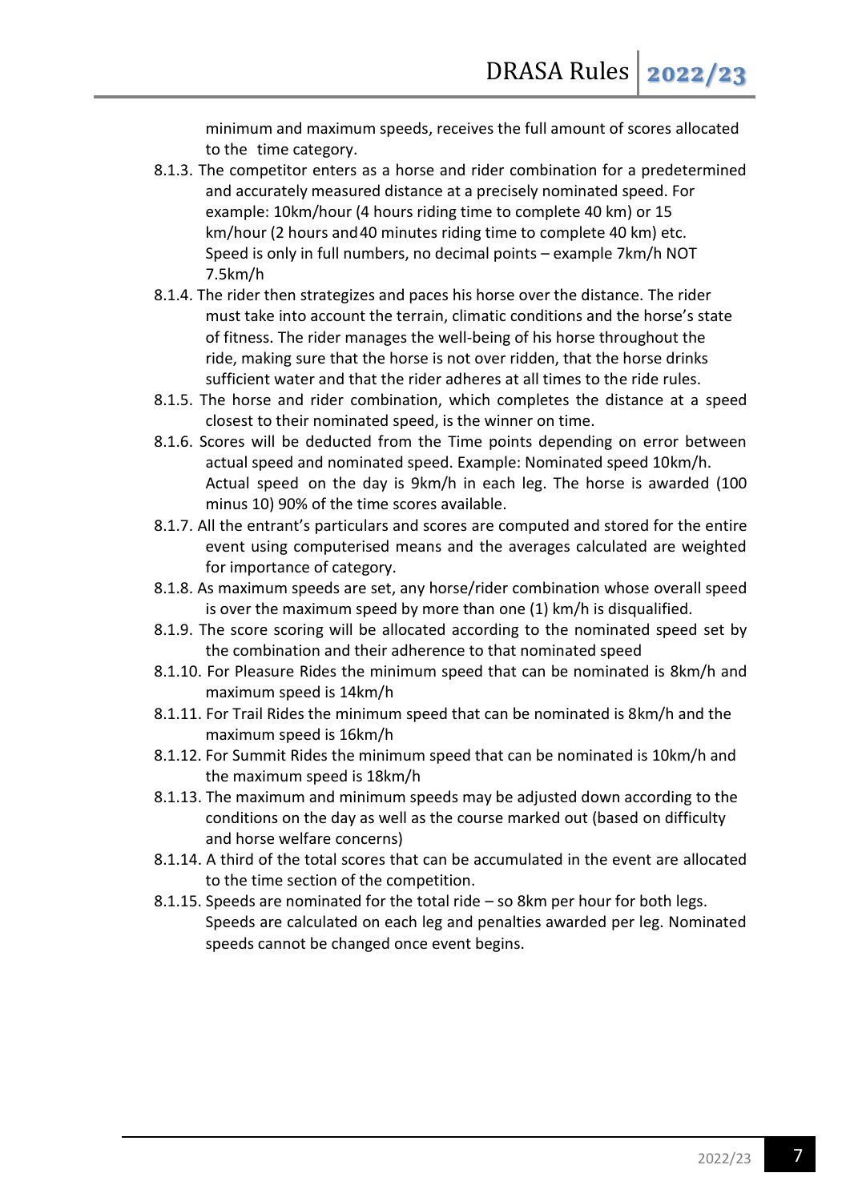minimum and maximum speeds, receives the full amount of scores allocated to the time category.

8.1.3. The competitor enters as a horse and rider combination for a predetermined and accurately measured distance at a precisely nominated speed. For example: 10km/hour (4 hours riding time to complete 40 km) or 15 km/hour (2 hours and 40 minutes riding time to complete 40 km) etc. Speed is only in full numbers, no decimal points – example 7km/h NOT 7.5km/h

8.1.4. The rider then strategizes and paces his horse over the distance. The rider must take into account the terrain, climatic conditions and the horse's state of fitness. The rider manages the well-being of his horse throughout the ride, making sure that the horse is not over ridden, that the horse drinks sufficient water and that the rider adheres at all times to the ride rules.

8.1.5. The horse and rider combination, which completes the distance at a speed closest to their nominated speed, is the winner on time.

8.1.6. Scores will be deducted from the Time points depending on error between actual speed and nominated speed. Example: Nominated speed 10km/h. Actual speed on the day is 9km/h in each leg. The horse is awarded (100 minus 10) 90% of the time scores available.

8.1.7. All the entrant's particulars and scores are computed and stored for the entire event using computerised means and the averages calculated are weighted for importance of category.

8.1.8. As maximum speeds are set, any horse/rider combination whose overall speed is over the maximum speed by more than one (1) km/h is disqualified.

8.1.9. The score scoring will be allocated according to the nominated speed set by the combination and their adherence to that nominated speed

8.1.10. For Pleasure Rides the minimum speed that can be nominated is 8km/h and maximum speed is 14km/h

8.1.11. For Trail Rides the minimum speed that can be nominated is 8km/h and the maximum speed is 16km/h

8.1.12. For Summit Rides the minimum speed that can be nominated is 10km/h and the maximum speed is 18km/h

8.1.13. The maximum and minimum speeds may be adjusted down according to the conditions on the day as well as the course marked out (based on difficulty and horse welfare concerns)

8.1.14. A third of the total scores that can be accumulated in the event are allocated to the time section of the competition.

8.1.15. Speeds are nominated for the total ride – so 8km per hour for both legs. Speeds are calculated on each leg and penalties awarded per leg. Nominated speeds cannot be changed once event begins.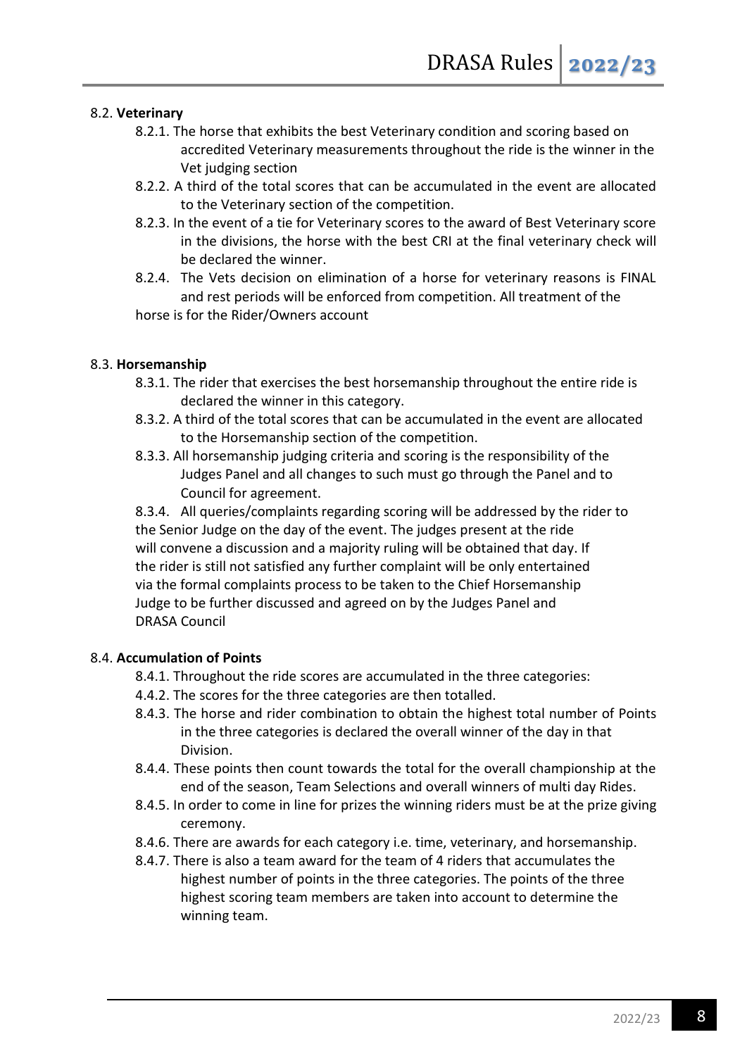8.2. **Veterinary**

8.2.1. The horse that exhibits the best Veterinary condition and scoring based on accredited Veterinary measurements throughout the ride is the winner in the Vet judging section

8.2.2. A third of the total scores that can be accumulated in the event are allocated to the Veterinary section of the competition.

8.2.3. In the event of a tie for Veterinary scores to the award of Best Veterinary score in the divisions, the horse with the best CRI at the final veterinary check will be declared the winner.

8.2.4. The Vets decision on elimination of a horse for veterinary reasons is FINAL and rest periods will be enforced from competition. All treatment of the horse is for the Rider/Owners account

8.3. **Horsemanship**

8.3.1. The rider that exercises the best horsemanship throughout the entire ride is declared the winner in this category.

8.3.2. A third of the total scores that can be accumulated in the event are allocated to the Horsemanship section of the competition.

8.3.3. All horsemanship judging criteria and scoring is the responsibility of the Judges Panel and all changes to such must go through the Panel and to Council for agreement.

8.3.4. All queries/complaints regarding scoring will be addressed by the rider to the Senior Judge on the day of the event. The judges present at the ride will convene a discussion and a majority ruling will be obtained that day. If the rider is still not satisfied any further complaint will be only entertained via the formal complaints process to be taken to the Chief Horsemanship Judge to be further discussed and agreed on by the Judges Panel and DRASA Council

8.4. **Accumulation of Points**

8.4.1. Throughout the ride scores are accumulated in the three categories:

4.4.2. The scores for the three categories are then totalled.

8.4.3. The horse and rider combination to obtain the highest total number of Points in the three categories is declared the overall winner of the day in that Division.

8.4.4. These points then count towards the total for the overall championship at the end of the season, Team Selections and overall winners of multi day Rides.

8.4.5. In order to come in line for prizes the winning riders must be at the prize giving ceremony.

8.4.6. There are awards for each category i.e. time, veterinary, and horsemanship.

8.4.7. There is also a team award for the team of 4 riders that accumulates the highest number of points in the three categories. The points of the three highest scoring team members are taken into account to determine the winning team.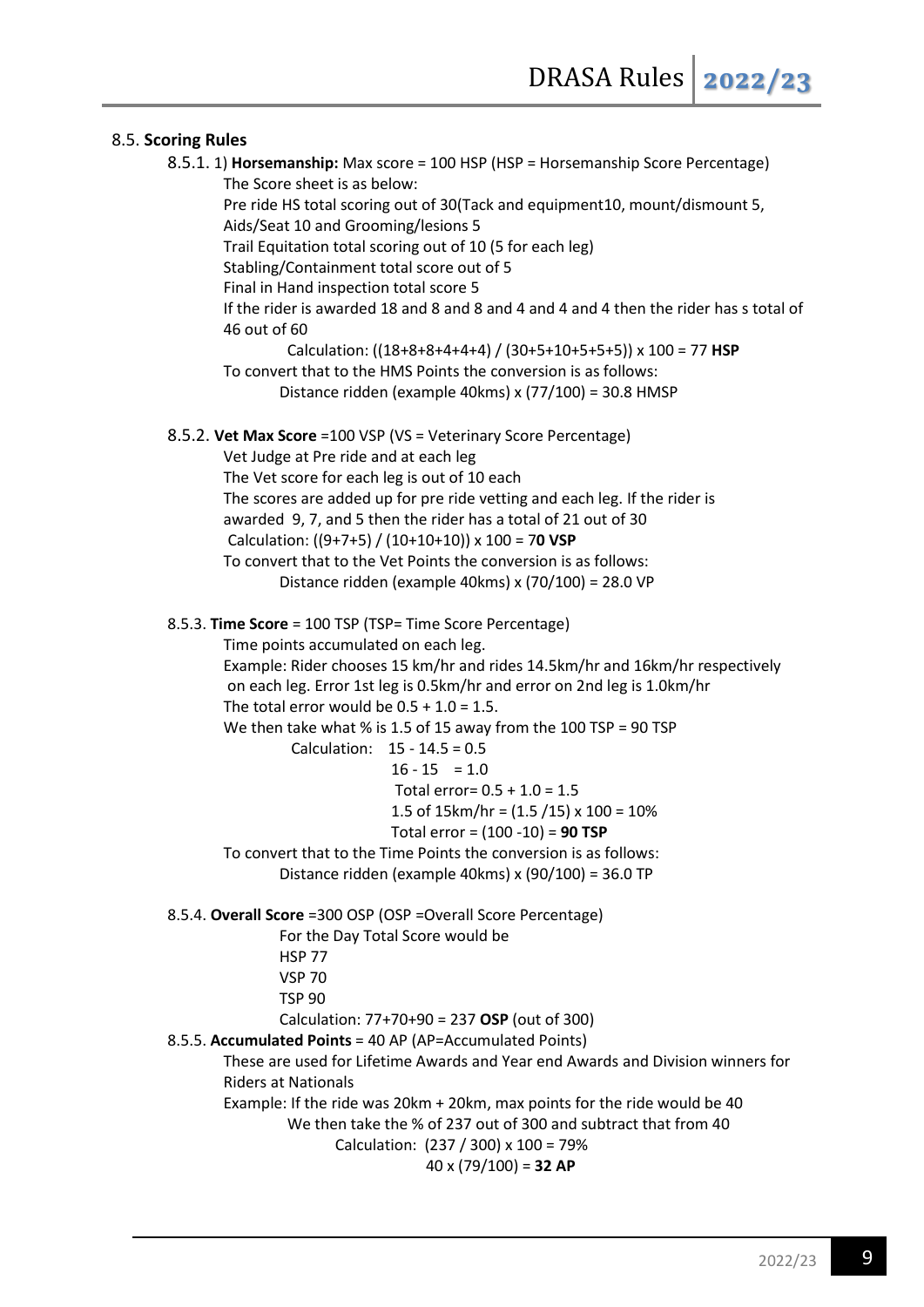8.5. **Scoring Rules**

8.5.1. 1) **Horsemanship:** Max score = 100 HSP (HSP = Horsemanship Score Percentage)

The Score sheet is as below:

Pre ride HS total scoring out of 30(Tack and equipment10, mount/dismount 5, Aids/Seat 10 and Grooming/lesions 5

Trail Equitation total scoring out of 10 (5 for each leg)

Stabling/Containment total score out of 5

Final in Hand inspection total score 5

If the rider is awarded 18 and 8 and 8 and 4 and 4 and 4 then the rider has s total of 46 out of 60

Calculation: ((18+8+8+4+4+4) / (30+5+10+5+5+5)) x 100 = 77 **HSP**

To convert that to the HMS Points the conversion is as follows:

Distance ridden (example 40kms) x (77/100) = 30.8 HMSP

8.5.2. **Vet Max Score** =100 VSP (VS = Veterinary Score Percentage)

Vet Judge at Pre ride and at each leg

The Vet score for each leg is out of 10 each

The scores are added up for pre ride vetting and each leg. If the rider is awarded 9, 7, and 5 then the rider has a total of 21 out of 30

Calculation: ((9+7+5) / (10+10+10)) x 100 = 7**0 VSP**

To convert that to the Vet Points the conversion is as follows:

Distance ridden (example 40kms) x (70/100) = 28.0 VP

8.5.3. **Time Score** = 100 TSP (TSP= Time Score Percentage)

Time points accumulated on each leg.

Example: Rider chooses 15 km/hr and rides 14.5km/hr and 16km/hr respectively on each leg. Error 1st leg is 0.5km/hr and error on 2nd leg is 1.0km/hr

The total error would be 0.5 + 1.0 = 1.5.

We then take what % is 1.5 of 15 away from the 100 TSP = 90 TSP

Calculation: 15 - 14.5 = 0.5
16 - 15 = 1.0
Total error= 0.5 + 1.0 = 1.5
1.5 of 15km/hr = (1.5 /15) x 100 = 10%
Total error = (100 -10) = **90 TSP**

To convert that to the Time Points the conversion is as follows:

Distance ridden (example 40kms) x (90/100) = 36.0 TP

8.5.4. **Overall Score** =300 OSP (OSP =Overall Score Percentage)

For the Day Total Score would be

HSP 77
VSP 70
TSP 90

Calculation: 77+70+90 = 237 **OSP** (out of 300)

8.5.5. **Accumulated Points** = 40 AP (AP=Accumulated Points)

These are used for Lifetime Awards and Year end Awards and Division winners for Riders at Nationals

Example: If the ride was 20km + 20km, max points for the ride would be 40

We then take the % of 237 out of 300 and subtract that from 40

Calculation: (237 / 300) x 100 = 79%
40 x (79/100) = **32 AP**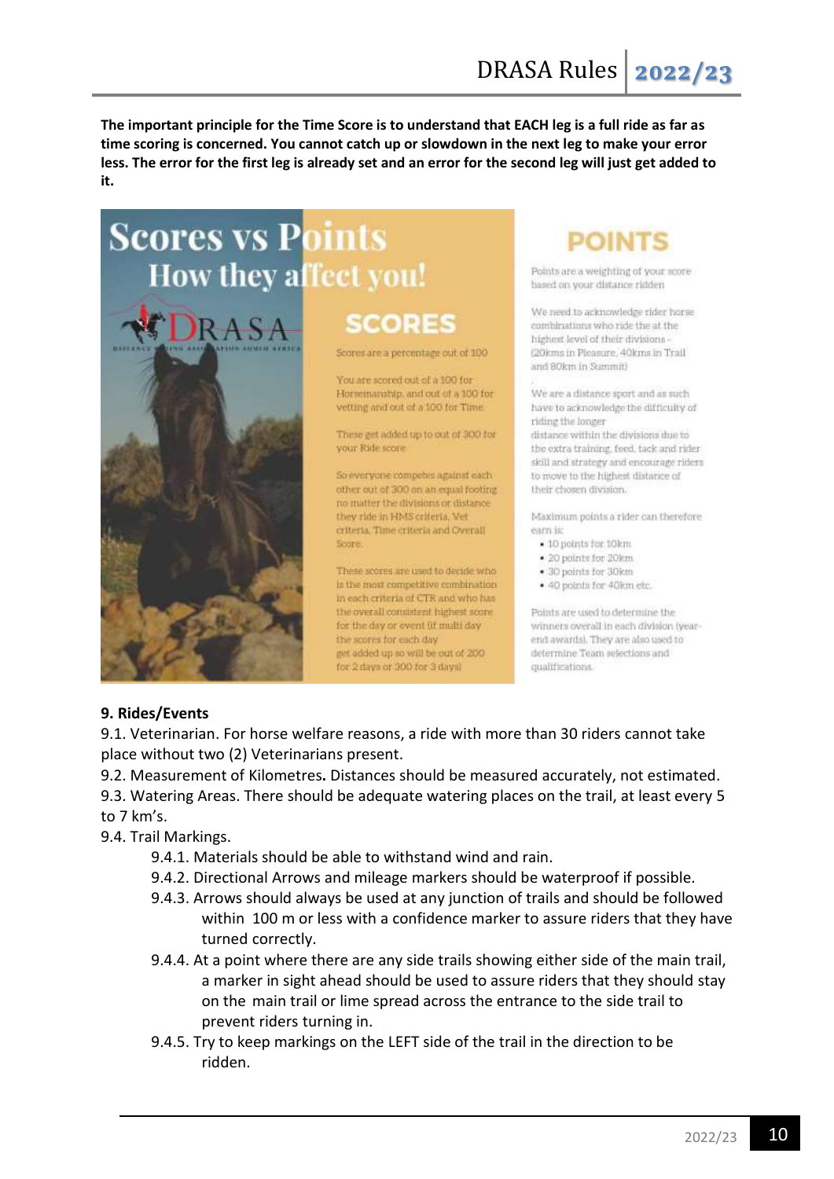**The important principle for the Time Score is to understand that EACH leg is a full ride as far as time scoring is concerned. You cannot catch up or slowdown in the next leg to make your error less. The error for the first leg is already set and an error for the second leg will just get added to it.**

# Scores vs Points
## How they affect you!

### SCORES

Scores are a percentage out of 100

You are scored out of a 100 for Horsemanship, and out of a 100 for vetting and out of a 100 for Time.

These get added up to out of 300 for your Ride score

So everyone competes against each other out of 300 on an equal footing no matter the divisions or distance they ride in HMS criteria, Vet criteria, Time criteria and Overall Score.

These scores are used to decide who is the most competitive combination in each criteria of CTR and who has the overall consistent highest score for the day or event (if multi day the scores for each day get added up so will be out of 200 for 2 days or 300 for 3 days)

### POINTS

Points are a weighting of your score based on your distance ridden

We need to acknowledge rider horse combinations who ride the at the highest level of their divisions - (20kms in Pleasure, 40kms in Trail and 80km in Summit)

We are a distance sport and as such have to acknowledge the difficulty of riding the longer distance within the divisions due to the extra training, feed, tack and rider skill and strategy and encourage riders to move to the highest distance of their chosen division.

Maximum points a rider can therefore earn is:

- 10 points for 10km
- 20 points for 20km
- 30 points for 30km
- 40 points for 40km etc.

Points are used to determine the winners overall in each division (year-end awards). They are also used to determine Team selections and qualifications.

**9. Rides/Events**

9.1. Veterinarian. For horse welfare reasons, a ride with more than 30 riders cannot take place without two (2) Veterinarians present.

9.2. Measurement of Kilometres**.** Distances should be measured accurately, not estimated.

9.3. Watering Areas. There should be adequate watering places on the trail, at least every 5 to 7 km's.

9.4. Trail Markings.

- 9.4.1. Materials should be able to withstand wind and rain.
- 9.4.2. Directional Arrows and mileage markers should be waterproof if possible.
- 9.4.3. Arrows should always be used at any junction of trails and should be followed within 100 m or less with a confidence marker to assure riders that they have turned correctly.
- 9.4.4. At a point where there are any side trails showing either side of the main trail, a marker in sight ahead should be used to assure riders that they should stay on the main trail or lime spread across the entrance to the side trail to prevent riders turning in.
- 9.4.5. Try to keep markings on the LEFT side of the trail in the direction to be ridden.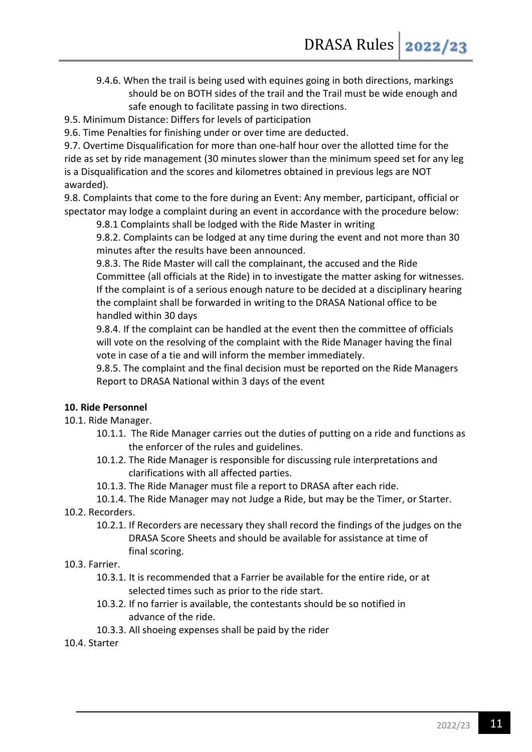9.4.6. When the trail is being used with equines going in both directions, markings should be on BOTH sides of the trail and the Trail must be wide enough and safe enough to facilitate passing in two directions.

9.5. Minimum Distance: Differs for levels of participation

9.6. Time Penalties for finishing under or over time are deducted.

9.7. Overtime Disqualification for more than one-half hour over the allotted time for the ride as set by ride management (30 minutes slower than the minimum speed set for any leg is a Disqualification and the scores and kilometres obtained in previous legs are NOT awarded).

9.8. Complaints that come to the fore during an Event: Any member, participant, official or spectator may lodge a complaint during an event in accordance with the procedure below:

9.8.1 Complaints shall be lodged with the Ride Master in writing

9.8.2. Complaints can be lodged at any time during the event and not more than 30 minutes after the results have been announced.

9.8.3. The Ride Master will call the complainant, the accused and the Ride Committee (all officials at the Ride) in to investigate the matter asking for witnesses. If the complaint is of a serious enough nature to be decided at a disciplinary hearing the complaint shall be forwarded in writing to the DRASA National office to be handled within 30 days

9.8.4. If the complaint can be handled at the event then the committee of officials will vote on the resolving of the complaint with the Ride Manager having the final vote in case of a tie and will inform the member immediately.

9.8.5. The complaint and the final decision must be reported on the Ride Managers Report to DRASA National within 3 days of the event

**10. Ride Personnel**

10.1. Ride Manager.

10.1.1. The Ride Manager carries out the duties of putting on a ride and functions as the enforcer of the rules and guidelines.

10.1.2. The Ride Manager is responsible for discussing rule interpretations and clarifications with all affected parties.

10.1.3. The Ride Manager must file a report to DRASA after each ride.

10.1.4. The Ride Manager may not Judge a Ride, but may be the Timer, or Starter.

10.2. Recorders.

10.2.1. If Recorders are necessary they shall record the findings of the judges on the DRASA Score Sheets and should be available for assistance at time of final scoring.

10.3. Farrier.

10.3.1. It is recommended that a Farrier be available for the entire ride, or at selected times such as prior to the ride start.

10.3.2. If no farrier is available, the contestants should be so notified in advance of the ride.

10.3.3. All shoeing expenses shall be paid by the rider

10.4. Starter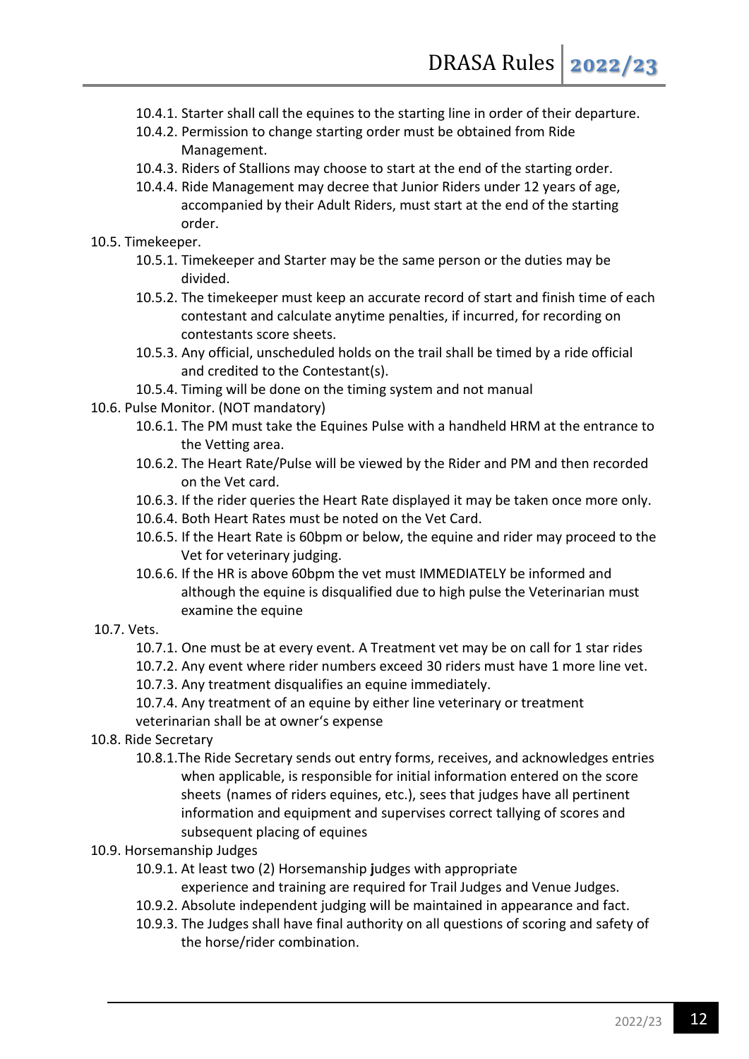- 10.4.1. Starter shall call the equines to the starting line in order of their departure.
- 10.4.2. Permission to change starting order must be obtained from Ride Management.
- 10.4.3. Riders of Stallions may choose to start at the end of the starting order.
- 10.4.4. Ride Management may decree that Junior Riders under 12 years of age, accompanied by their Adult Riders, must start at the end of the starting order.

10.5. Timekeeper.

- 10.5.1. Timekeeper and Starter may be the same person or the duties may be divided.
- 10.5.2. The timekeeper must keep an accurate record of start and finish time of each contestant and calculate anytime penalties, if incurred, for recording on contestants score sheets.
- 10.5.3. Any official, unscheduled holds on the trail shall be timed by a ride official and credited to the Contestant(s).
- 10.5.4. Timing will be done on the timing system and not manual

10.6. Pulse Monitor. (NOT mandatory)

- 10.6.1. The PM must take the Equines Pulse with a handheld HRM at the entrance to the Vetting area.
- 10.6.2. The Heart Rate/Pulse will be viewed by the Rider and PM and then recorded on the Vet card.
- 10.6.3. If the rider queries the Heart Rate displayed it may be taken once more only.
- 10.6.4. Both Heart Rates must be noted on the Vet Card.
- 10.6.5. If the Heart Rate is 60bpm or below, the equine and rider may proceed to the Vet for veterinary judging.
- 10.6.6. If the HR is above 60bpm the vet must IMMEDIATELY be informed and although the equine is disqualified due to high pulse the Veterinarian must examine the equine

10.7. Vets.

- 10.7.1. One must be at every event. A Treatment vet may be on call for 1 star rides
- 10.7.2. Any event where rider numbers exceed 30 riders must have 1 more line vet.
- 10.7.3. Any treatment disqualifies an equine immediately.
- 10.7.4. Any treatment of an equine by either line veterinary or treatment veterinarian shall be at owner's expense

10.8. Ride Secretary

- 10.8.1. The Ride Secretary sends out entry forms, receives, and acknowledges entries when applicable, is responsible for initial information entered on the score sheets (names of riders equines, etc.), sees that judges have all pertinent information and equipment and supervises correct tallying of scores and subsequent placing of equines

10.9. Horsemanship Judges

- 10.9.1. At least two (2) Horsemanship **j**udges with appropriate experience and training are required for Trail Judges and Venue Judges.
- 10.9.2. Absolute independent judging will be maintained in appearance and fact.
- 10.9.3. The Judges shall have final authority on all questions of scoring and safety of the horse/rider combination.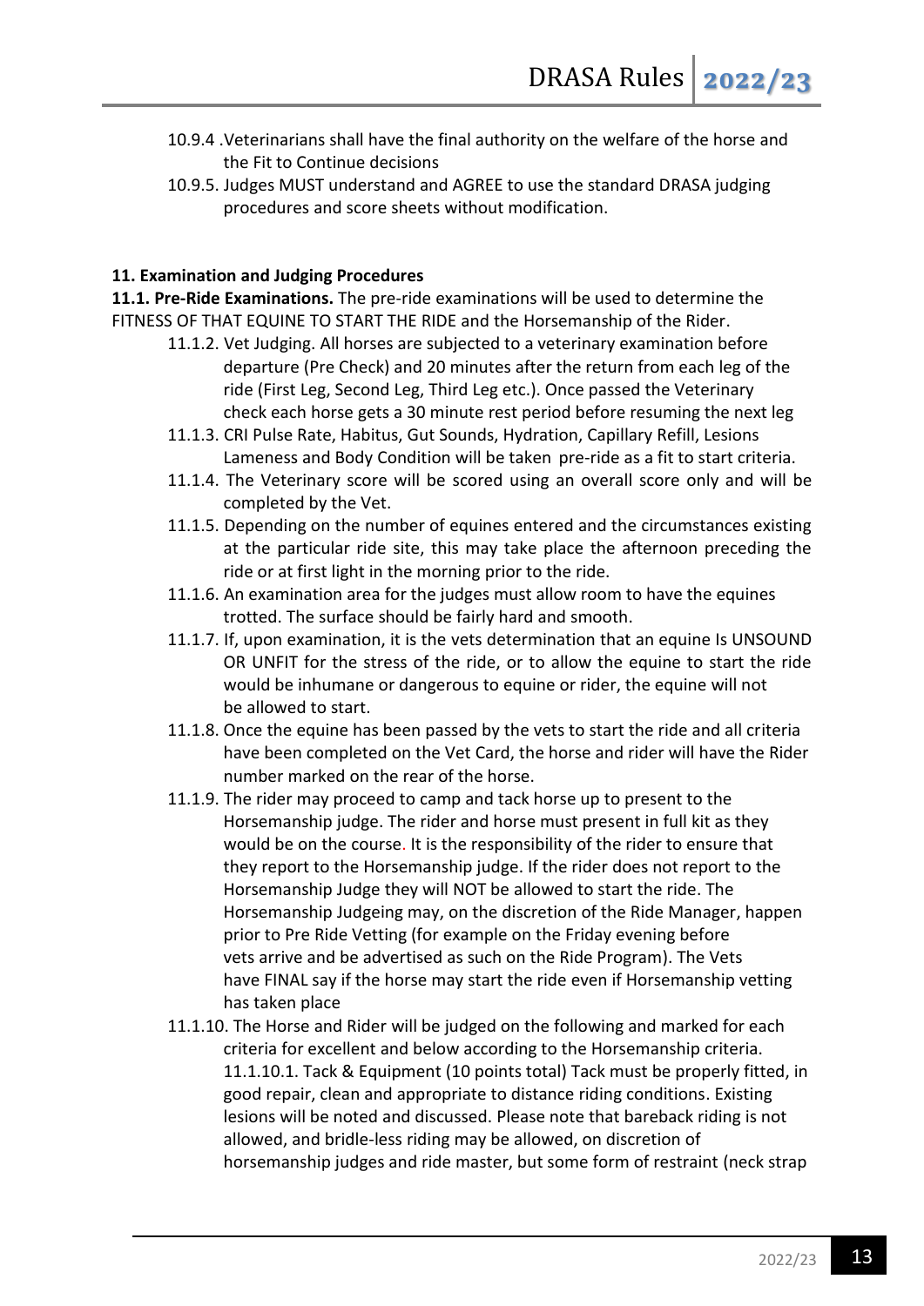- 10.9.4 .Veterinarians shall have the final authority on the welfare of the horse and the Fit to Continue decisions
- 10.9.5. Judges MUST understand and AGREE to use the standard DRASA judging procedures and score sheets without modification.

## 11. Examination and Judging Procedures

**11.1. Pre-Ride Examinations.** The pre-ride examinations will be used to determine the FITNESS OF THAT EQUINE TO START THE RIDE and the Horsemanship of the Rider.

- 11.1.2. Vet Judging. All horses are subjected to a veterinary examination before departure (Pre Check) and 20 minutes after the return from each leg of the ride (First Leg, Second Leg, Third Leg etc.). Once passed the Veterinary check each horse gets a 30 minute rest period before resuming the next leg
- 11.1.3. CRI Pulse Rate, Habitus, Gut Sounds, Hydration, Capillary Refill, Lesions Lameness and Body Condition will be taken pre-ride as a fit to start criteria.
- 11.1.4. The Veterinary score will be scored using an overall score only and will be completed by the Vet.
- 11.1.5. Depending on the number of equines entered and the circumstances existing at the particular ride site, this may take place the afternoon preceding the ride or at first light in the morning prior to the ride.
- 11.1.6. An examination area for the judges must allow room to have the equines trotted. The surface should be fairly hard and smooth.
- 11.1.7. If, upon examination, it is the vets determination that an equine Is UNSOUND OR UNFIT for the stress of the ride, or to allow the equine to start the ride would be inhumane or dangerous to equine or rider, the equine will not be allowed to start.
- 11.1.8. Once the equine has been passed by the vets to start the ride and all criteria have been completed on the Vet Card, the horse and rider will have the Rider number marked on the rear of the horse.
- 11.1.9. The rider may proceed to camp and tack horse up to present to the Horsemanship judge. The rider and horse must present in full kit as they would be on the course. It is the responsibility of the rider to ensure that they report to the Horsemanship judge. If the rider does not report to the Horsemanship Judge they will NOT be allowed to start the ride. The Horsemanship Judgeing may, on the discretion of the Ride Manager, happen prior to Pre Ride Vetting (for example on the Friday evening before vets arrive and be advertised as such on the Ride Program). The Vets have FINAL say if the horse may start the ride even if Horsemanship vetting has taken place
- 11.1.10. The Horse and Rider will be judged on the following and marked for each criteria for excellent and below according to the Horsemanship criteria.
  - 11.1.10.1. Tack & Equipment (10 points total) Tack must be properly fitted, in good repair, clean and appropriate to distance riding conditions. Existing lesions will be noted and discussed. Please note that bareback riding is not allowed, and bridle-less riding may be allowed, on discretion of horsemanship judges and ride master, but some form of restraint (neck strap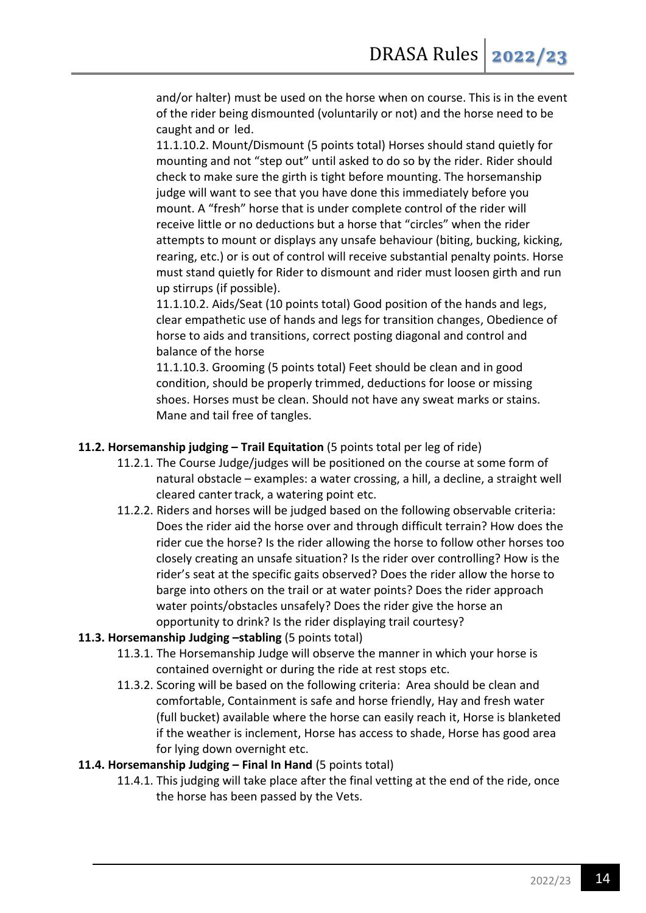and/or halter) must be used on the horse when on course. This is in the event of the rider being dismounted (voluntarily or not) and the horse need to be caught and or led.

11.1.10.2. Mount/Dismount (5 points total) Horses should stand quietly for mounting and not "step out" until asked to do so by the rider. Rider should check to make sure the girth is tight before mounting. The horsemanship judge will want to see that you have done this immediately before you mount. A "fresh" horse that is under complete control of the rider will receive little or no deductions but a horse that "circles" when the rider attempts to mount or displays any unsafe behaviour (biting, bucking, kicking, rearing, etc.) or is out of control will receive substantial penalty points. Horse must stand quietly for Rider to dismount and rider must loosen girth and run up stirrups (if possible).

11.1.10.2. Aids/Seat (10 points total) Good position of the hands and legs, clear empathetic use of hands and legs for transition changes, Obedience of horse to aids and transitions, correct posting diagonal and control and balance of the horse

11.1.10.3. Grooming (5 points total) Feet should be clean and in good condition, should be properly trimmed, deductions for loose or missing shoes. Horses must be clean. Should not have any sweat marks or stains. Mane and tail free of tangles.

**11.2. Horsemanship judging – Trail Equitation** (5 points total per leg of ride)

11.2.1. The Course Judge/judges will be positioned on the course at some form of natural obstacle – examples: a water crossing, a hill, a decline, a straight well cleared canter track, a watering point etc.

11.2.2. Riders and horses will be judged based on the following observable criteria: Does the rider aid the horse over and through difficult terrain? How does the rider cue the horse? Is the rider allowing the horse to follow other horses too closely creating an unsafe situation? Is the rider over controlling? How is the rider's seat at the specific gaits observed? Does the rider allow the horse to barge into others on the trail or at water points? Does the rider approach water points/obstacles unsafely? Does the rider give the horse an opportunity to drink? Is the rider displaying trail courtesy?

**11.3. Horsemanship Judging –stabling** (5 points total)

11.3.1. The Horsemanship Judge will observe the manner in which your horse is contained overnight or during the ride at rest stops etc.

11.3.2. Scoring will be based on the following criteria: Area should be clean and comfortable, Containment is safe and horse friendly, Hay and fresh water (full bucket) available where the horse can easily reach it, Horse is blanketed if the weather is inclement, Horse has access to shade, Horse has good area for lying down overnight etc.

**11.4. Horsemanship Judging – Final In Hand** (5 points total)

11.4.1. This judging will take place after the final vetting at the end of the ride, once the horse has been passed by the Vets.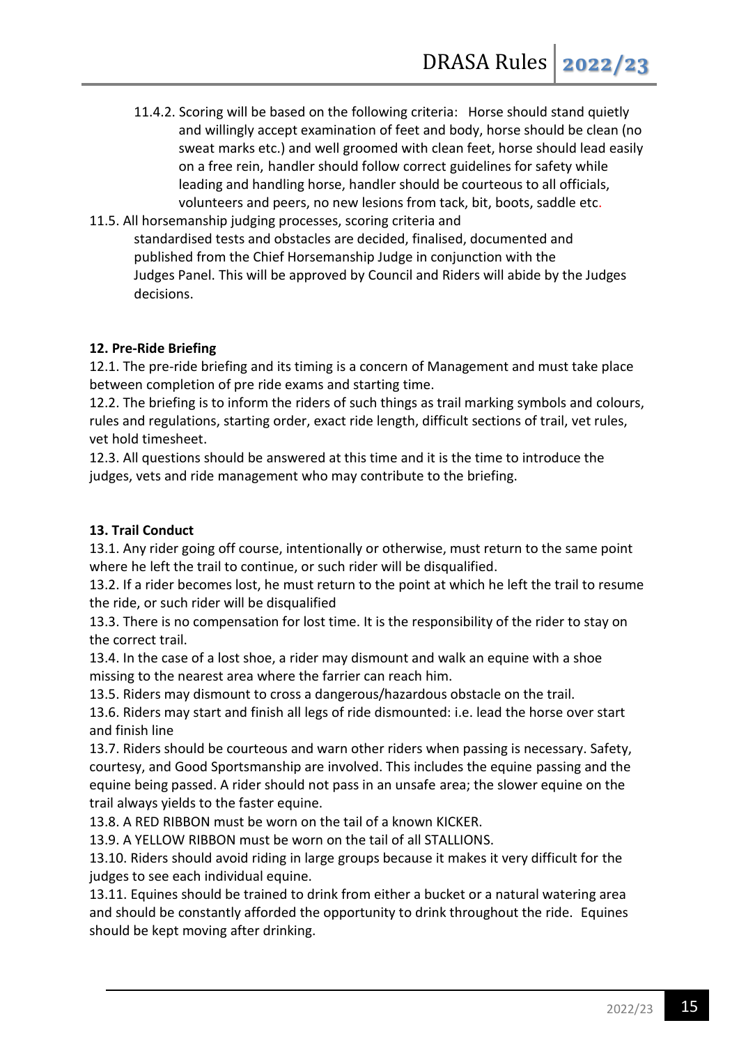11.4.2. Scoring will be based on the following criteria: Horse should stand quietly and willingly accept examination of feet and body, horse should be clean (no sweat marks etc.) and well groomed with clean feet, horse should lead easily on a free rein, handler should follow correct guidelines for safety while leading and handling horse, handler should be courteous to all officials, volunteers and peers, no new lesions from tack, bit, boots, saddle etc.

11.5. All horsemanship judging processes, scoring criteria and standardised tests and obstacles are decided, finalised, documented and published from the Chief Horsemanship Judge in conjunction with the Judges Panel. This will be approved by Council and Riders will abide by the Judges decisions.

**12. Pre-Ride Briefing**

12.1. The pre-ride briefing and its timing is a concern of Management and must take place between completion of pre ride exams and starting time.

12.2. The briefing is to inform the riders of such things as trail marking symbols and colours, rules and regulations, starting order, exact ride length, difficult sections of trail, vet rules, vet hold timesheet.

12.3. All questions should be answered at this time and it is the time to introduce the judges, vets and ride management who may contribute to the briefing.

**13. Trail Conduct**

13.1. Any rider going off course, intentionally or otherwise, must return to the same point where he left the trail to continue, or such rider will be disqualified.

13.2. If a rider becomes lost, he must return to the point at which he left the trail to resume the ride, or such rider will be disqualified

13.3. There is no compensation for lost time. It is the responsibility of the rider to stay on the correct trail.

13.4. In the case of a lost shoe, a rider may dismount and walk an equine with a shoe missing to the nearest area where the farrier can reach him.

13.5. Riders may dismount to cross a dangerous/hazardous obstacle on the trail.

13.6. Riders may start and finish all legs of ride dismounted: i.e. lead the horse over start and finish line

13.7. Riders should be courteous and warn other riders when passing is necessary. Safety, courtesy, and Good Sportsmanship are involved. This includes the equine passing and the equine being passed. A rider should not pass in an unsafe area; the slower equine on the trail always yields to the faster equine.

13.8. A RED RIBBON must be worn on the tail of a known KICKER.

13.9. A YELLOW RIBBON must be worn on the tail of all STALLIONS.

13.10. Riders should avoid riding in large groups because it makes it very difficult for the judges to see each individual equine.

13.11. Equines should be trained to drink from either a bucket or a natural watering area and should be constantly afforded the opportunity to drink throughout the ride. Equines should be kept moving after drinking.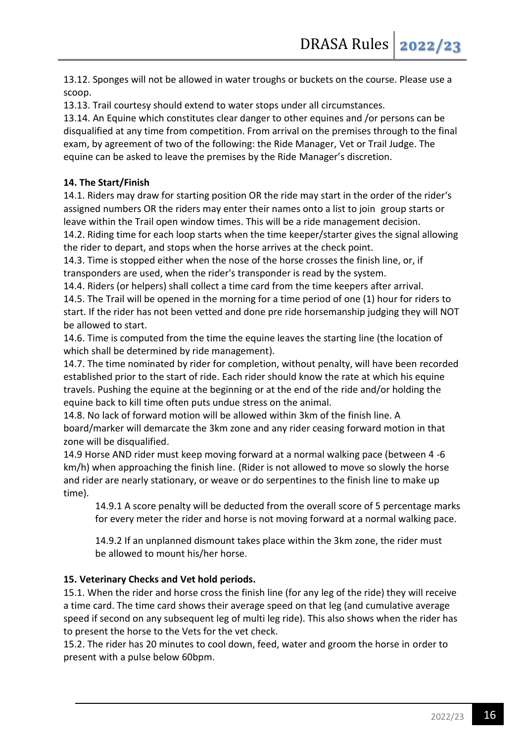13.12. Sponges will not be allowed in water troughs or buckets on the course. Please use a scoop.

13.13. Trail courtesy should extend to water stops under all circumstances.

13.14. An Equine which constitutes clear danger to other equines and /or persons can be disqualified at any time from competition. From arrival on the premises through to the final exam, by agreement of two of the following: the Ride Manager, Vet or Trail Judge. The equine can be asked to leave the premises by the Ride Manager's discretion.

**14. The Start/Finish**

14.1. Riders may draw for starting position OR the ride may start in the order of the rider's assigned numbers OR the riders may enter their names onto a list to join group starts or leave within the Trail open window times. This will be a ride management decision.

14.2. Riding time for each loop starts when the time keeper/starter gives the signal allowing the rider to depart, and stops when the horse arrives at the check point.

14.3. Time is stopped either when the nose of the horse crosses the finish line, or, if transponders are used, when the rider's transponder is read by the system.

14.4. Riders (or helpers) shall collect a time card from the time keepers after arrival.

14.5. The Trail will be opened in the morning for a time period of one (1) hour for riders to start. If the rider has not been vetted and done pre ride horsemanship judging they will NOT be allowed to start.

14.6. Time is computed from the time the equine leaves the starting line (the location of which shall be determined by ride management).

14.7. The time nominated by rider for completion, without penalty, will have been recorded established prior to the start of ride. Each rider should know the rate at which his equine travels. Pushing the equine at the beginning or at the end of the ride and/or holding the equine back to kill time often puts undue stress on the animal.

14.8. No lack of forward motion will be allowed within 3km of the finish line. A board/marker will demarcate the 3km zone and any rider ceasing forward motion in that zone will be disqualified.

14.9 Horse AND rider must keep moving forward at a normal walking pace (between 4 -6 km/h) when approaching the finish line. (Rider is not allowed to move so slowly the horse and rider are nearly stationary, or weave or do serpentines to the finish line to make up time).

> 14.9.1 A score penalty will be deducted from the overall score of 5 percentage marks for every meter the rider and horse is not moving forward at a normal walking pace.
>
> 14.9.2 If an unplanned dismount takes place within the 3km zone, the rider must be allowed to mount his/her horse.

**15. Veterinary Checks and Vet hold periods.**

15.1. When the rider and horse cross the finish line (for any leg of the ride) they will receive a time card. The time card shows their average speed on that leg (and cumulative average speed if second on any subsequent leg of multi leg ride). This also shows when the rider has to present the horse to the Vets for the vet check.

15.2. The rider has 20 minutes to cool down, feed, water and groom the horse in order to present with a pulse below 60bpm.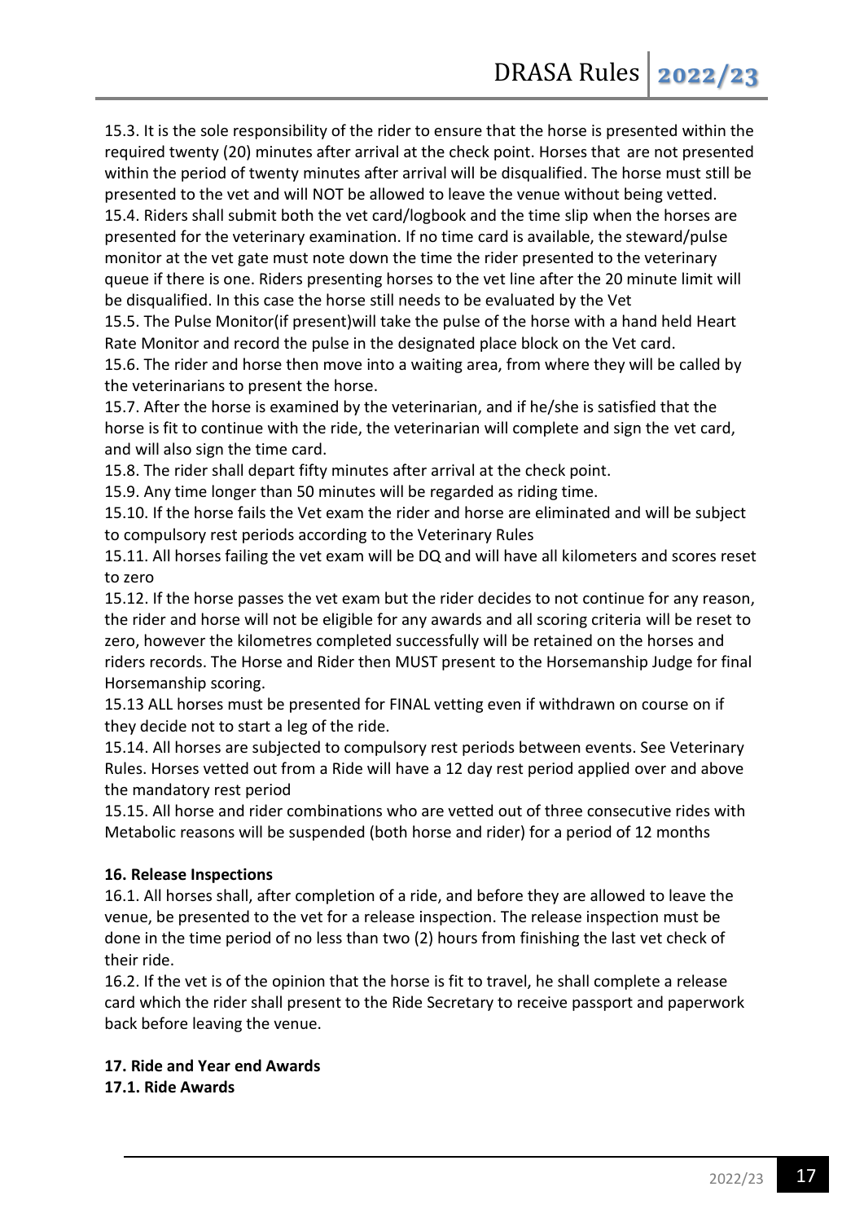15.3. It is the sole responsibility of the rider to ensure that the horse is presented within the required twenty (20) minutes after arrival at the check point. Horses that are not presented within the period of twenty minutes after arrival will be disqualified. The horse must still be presented to the vet and will NOT be allowed to leave the venue without being vetted.

15.4. Riders shall submit both the vet card/logbook and the time slip when the horses are presented for the veterinary examination. If no time card is available, the steward/pulse monitor at the vet gate must note down the time the rider presented to the veterinary queue if there is one. Riders presenting horses to the vet line after the 20 minute limit will be disqualified. In this case the horse still needs to be evaluated by the Vet

15.5. The Pulse Monitor(if present)will take the pulse of the horse with a hand held Heart Rate Monitor and record the pulse in the designated place block on the Vet card.

15.6. The rider and horse then move into a waiting area, from where they will be called by the veterinarians to present the horse.

15.7. After the horse is examined by the veterinarian, and if he/she is satisfied that the horse is fit to continue with the ride, the veterinarian will complete and sign the vet card, and will also sign the time card.

15.8. The rider shall depart fifty minutes after arrival at the check point.

15.9. Any time longer than 50 minutes will be regarded as riding time.

15.10. If the horse fails the Vet exam the rider and horse are eliminated and will be subject to compulsory rest periods according to the Veterinary Rules

15.11. All horses failing the vet exam will be DQ and will have all kilometers and scores reset to zero

15.12. If the horse passes the vet exam but the rider decides to not continue for any reason, the rider and horse will not be eligible for any awards and all scoring criteria will be reset to zero, however the kilometres completed successfully will be retained on the horses and riders records. The Horse and Rider then MUST present to the Horsemanship Judge for final Horsemanship scoring.

15.13 ALL horses must be presented for FINAL vetting even if withdrawn on course on if they decide not to start a leg of the ride.

15.14. All horses are subjected to compulsory rest periods between events. See Veterinary Rules. Horses vetted out from a Ride will have a 12 day rest period applied over and above the mandatory rest period

15.15. All horse and rider combinations who are vetted out of three consecutive rides with Metabolic reasons will be suspended (both horse and rider) for a period of 12 months

## 16. Release Inspections

16.1. All horses shall, after completion of a ride, and before they are allowed to leave the venue, be presented to the vet for a release inspection. The release inspection must be done in the time period of no less than two (2) hours from finishing the last vet check of their ride.

16.2. If the vet is of the opinion that the horse is fit to travel, he shall complete a release card which the rider shall present to the Ride Secretary to receive passport and paperwork back before leaving the venue.

## 17. Ride and Year end Awards

### 17.1. Ride Awards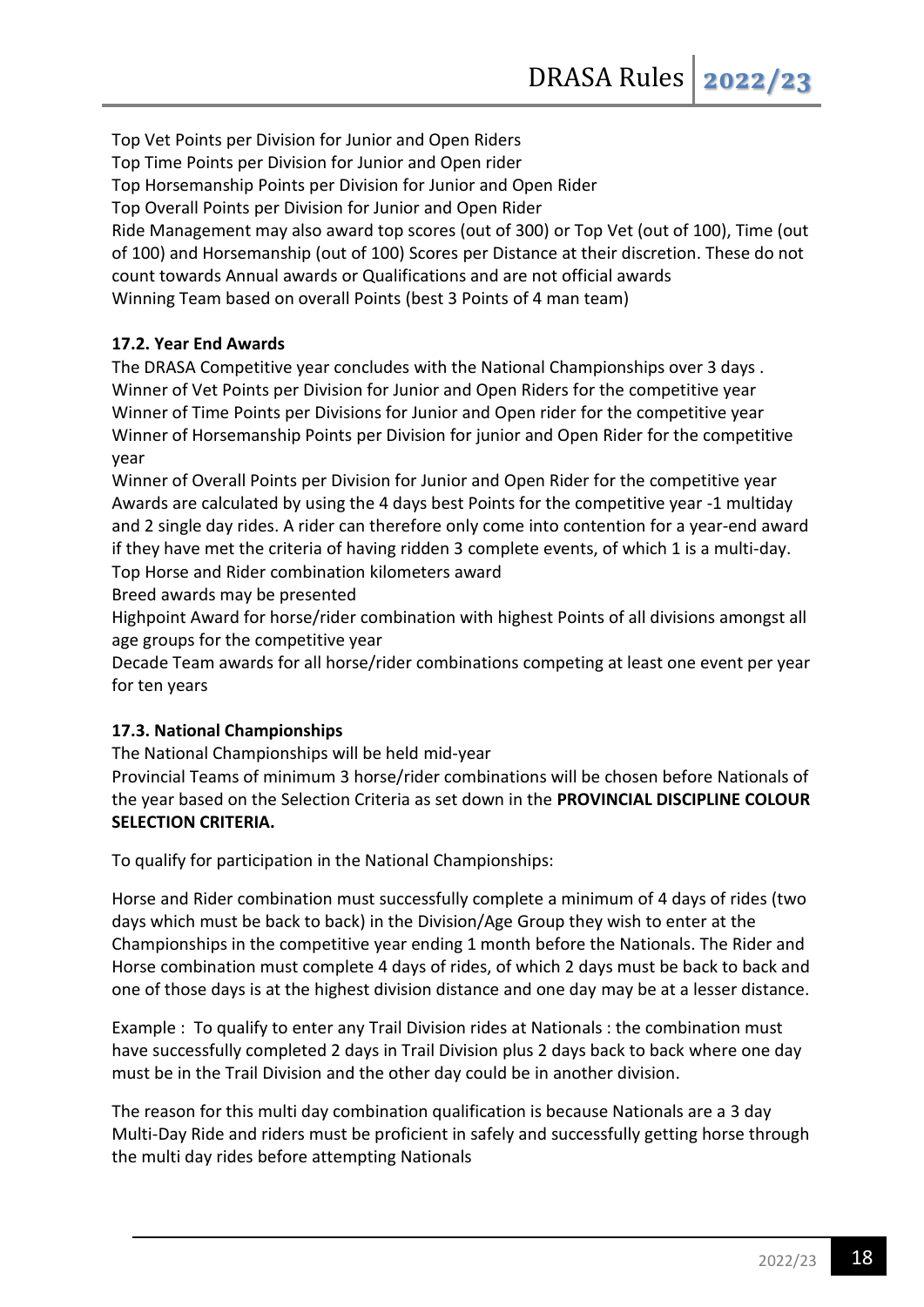Top Vet Points per Division for Junior and Open Riders
Top Time Points per Division for Junior and Open rider
Top Horsemanship Points per Division for Junior and Open Rider
Top Overall Points per Division for Junior and Open Rider
Ride Management may also award top scores (out of 300) or Top Vet (out of 100), Time (out of 100) and Horsemanship (out of 100) Scores per Distance at their discretion. These do not count towards Annual awards or Qualifications and are not official awards
Winning Team based on overall Points (best 3 Points of 4 man team)

### 17.2. Year End Awards

The DRASA Competitive year concludes with the National Championships over 3 days .
Winner of Vet Points per Division for Junior and Open Riders for the competitive year
Winner of Time Points per Divisions for Junior and Open rider for the competitive year
Winner of Horsemanship Points per Division for junior and Open Rider for the competitive year
Winner of Overall Points per Division for Junior and Open Rider for the competitive year
Awards are calculated by using the 4 days best Points for the competitive year -1 multiday and 2 single day rides. A rider can therefore only come into contention for a year-end award if they have met the criteria of having ridden 3 complete events, of which 1 is a multi-day.
Top Horse and Rider combination kilometers award
Breed awards may be presented
Highpoint Award for horse/rider combination with highest Points of all divisions amongst all age groups for the competitive year
Decade Team awards for all horse/rider combinations competing at least one event per year for ten years

### 17.3. National Championships

The National Championships will be held mid-year
Provincial Teams of minimum 3 horse/rider combinations will be chosen before Nationals of the year based on the Selection Criteria as set down in the **PROVINCIAL DISCIPLINE COLOUR SELECTION CRITERIA.**

To qualify for participation in the National Championships:

Horse and Rider combination must successfully complete a minimum of 4 days of rides (two days which must be back to back) in the Division/Age Group they wish to enter at the Championships in the competitive year ending 1 month before the Nationals. The Rider and Horse combination must complete 4 days of rides, of which 2 days must be back to back and one of those days is at the highest division distance and one day may be at a lesser distance.

Example : To qualify to enter any Trail Division rides at Nationals : the combination must have successfully completed 2 days in Trail Division plus 2 days back to back where one day must be in the Trail Division and the other day could be in another division.

The reason for this multi day combination qualification is because Nationals are a 3 day Multi-Day Ride and riders must be proficient in safely and successfully getting horse through the multi day rides before attempting Nationals